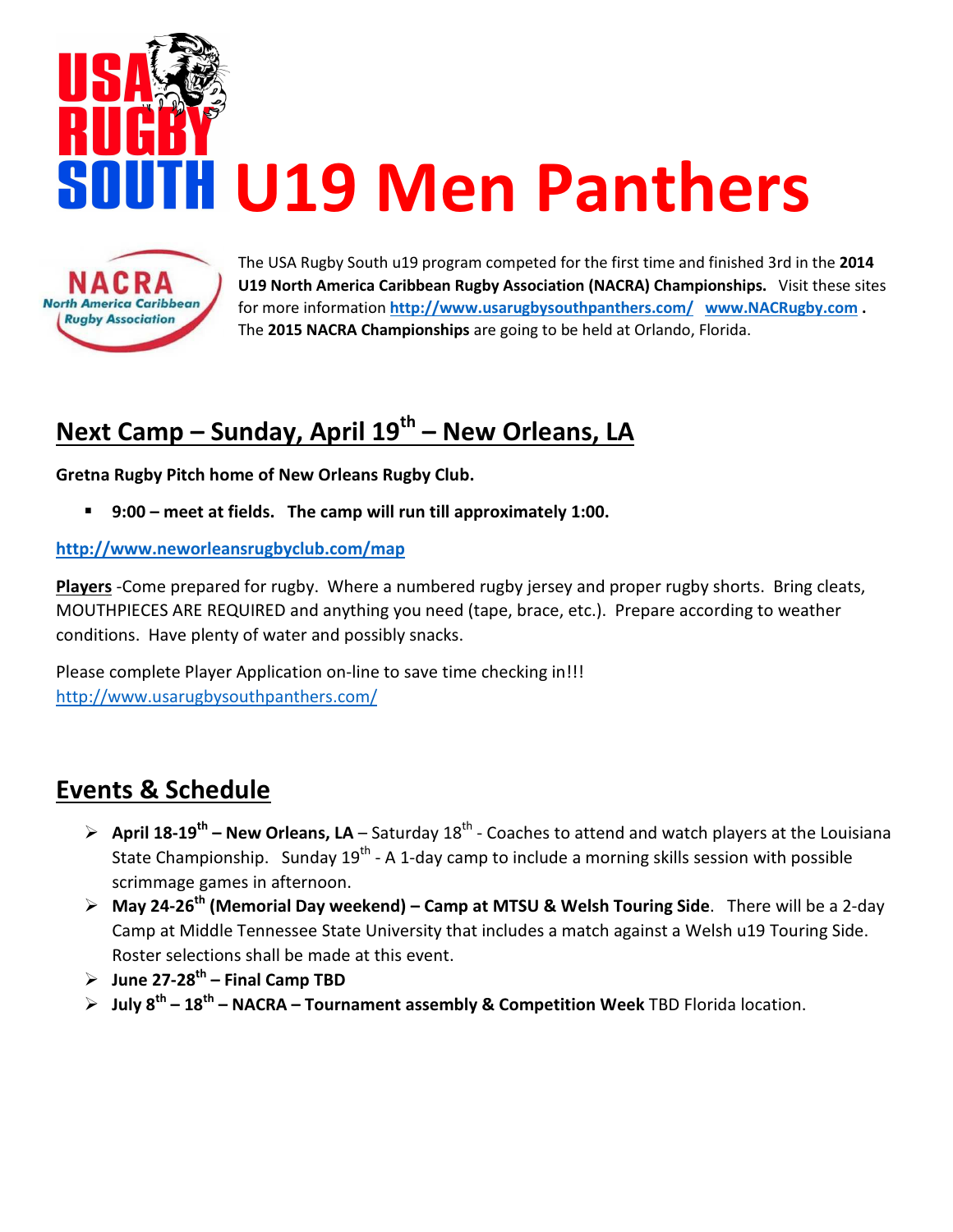# USA RUGBY SOUTH U19 Men Panthers

NACRA North America Caribbean Rugby Association

The USA Rugby South u19 program competed for the first time and finished 3rd in the **2014 U19 North America Caribbean Rugby Association (NACRA) Championships.** Visit these sites for more information **http://www.usarugbysouthpanthers.com/** **www.NACRugby.com .** The **2015 NACRA Championships** are going to be held at Orlando, Florida.

## Next Camp – Sunday, April 19th – New Orleans, LA

**Gretna Rugby Pitch home of New Orleans Rugby Club.**

- **9:00 – meet at fields. The camp will run till approximately 1:00.**

**http://www.neworleansrugbyclub.com/map**

**Players** -Come prepared for rugby. Where a numbered rugby jersey and proper rugby shorts. Bring cleats, MOUTHPIECES ARE REQUIRED and anything you need (tape, brace, etc.). Prepare according to weather conditions. Have plenty of water and possibly snacks.

Please complete Player Application on-line to save time checking in!!!
http://www.usarugbysouthpanthers.com/

## Events & Schedule

- **April 18-19th – New Orleans, LA** – Saturday 18th - Coaches to attend and watch players at the Louisiana State Championship. Sunday 19th - A 1-day camp to include a morning skills session with possible scrimmage games in afternoon.
- **May 24-26th (Memorial Day weekend) – Camp at MTSU & Welsh Touring Side**. There will be a 2-day Camp at Middle Tennessee State University that includes a match against a Welsh u19 Touring Side. Roster selections shall be made at this event.
- **June 27-28th – Final Camp TBD**
- **July 8th – 18th – NACRA – Tournament assembly & Competition Week** TBD Florida location.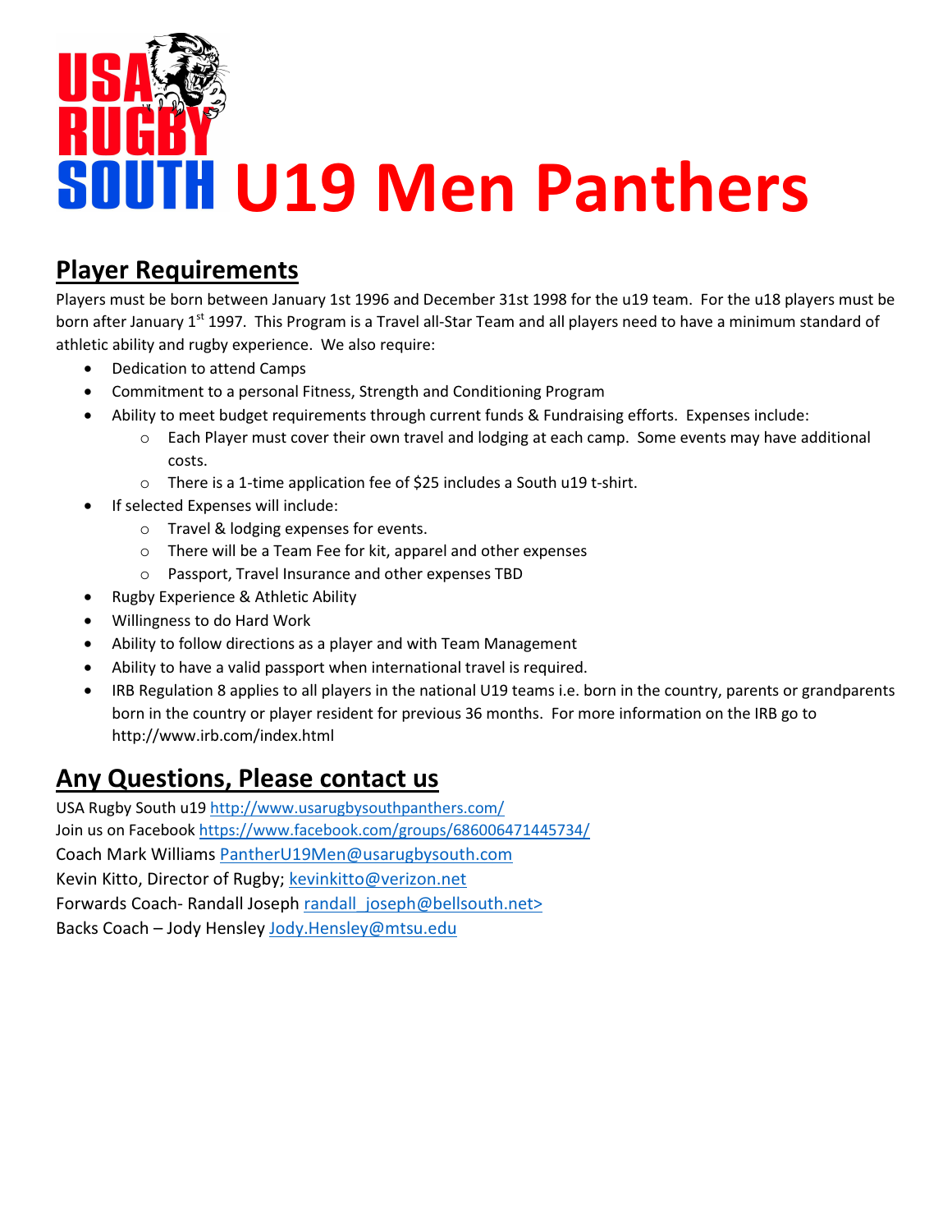# USA RUGBY SOUTH U19 Men Panthers

## Player Requirements

Players must be born between January 1st 1996 and December 31st 1998 for the u19 team. For the u18 players must be born after January 1st 1997. This Program is a Travel all-Star Team and all players need to have a minimum standard of athletic ability and rugby experience. We also require:

- Dedication to attend Camps
- Commitment to a personal Fitness, Strength and Conditioning Program
- Ability to meet budget requirements through current funds & Fundraising efforts. Expenses include:
    - Each Player must cover their own travel and lodging at each camp. Some events may have additional costs.
    - There is a 1-time application fee of $25 includes a South u19 t-shirt.
- If selected Expenses will include:
    - Travel & lodging expenses for events.
    - There will be a Team Fee for kit, apparel and other expenses
    - Passport, Travel Insurance and other expenses TBD
- Rugby Experience & Athletic Ability
- Willingness to do Hard Work
- Ability to follow directions as a player and with Team Management
- Ability to have a valid passport when international travel is required.
- IRB Regulation 8 applies to all players in the national U19 teams i.e. born in the country, parents or grandparents born in the country or player resident for previous 36 months. For more information on the IRB go to http://www.irb.com/index.html

## Any Questions, Please contact us

USA Rugby South u19 http://www.usarugbysouthpanthers.com/
Join us on Facebook https://www.facebook.com/groups/686006471445734/
Coach Mark Williams PantherU19Men@usarugbysouth.com
Kevin Kitto, Director of Rugby; kevinkitto@verizon.net
Forwards Coach- Randall Joseph randall_joseph@bellsouth.net>
Backs Coach – Jody Hensley Jody.Hensley@mtsu.edu